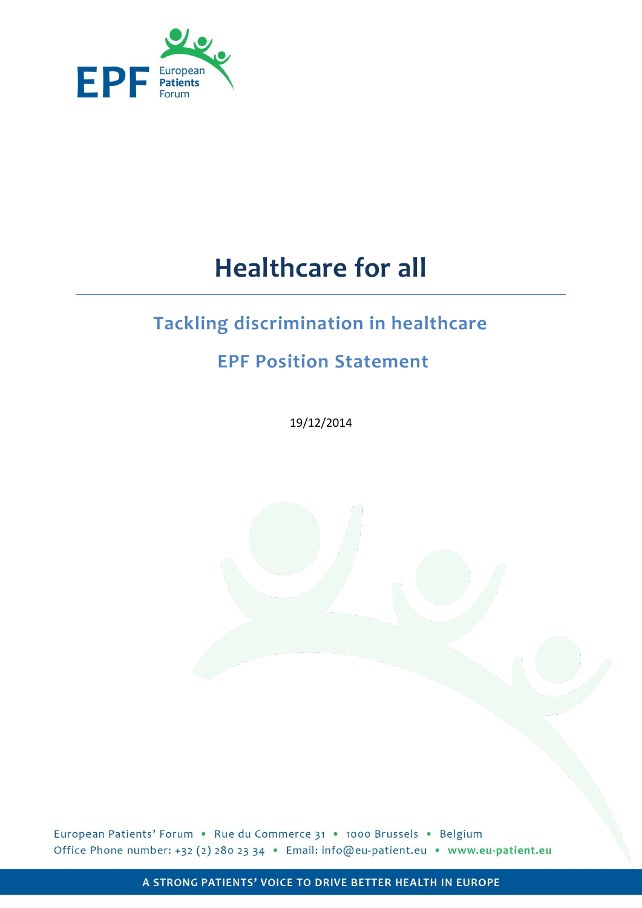# Healthcare for all

## Tackling discrimination in healthcare

## EPF Position Statement

19/12/2014

European Patients' Forum • Rue du Commerce 31 • 1000 Brussels • Belgium
Office Phone number: +32 (2) 280 23 34 • Email: info@eu-patient.eu • www.eu-patient.eu

A STRONG PATIENTS' VOICE TO DRIVE BETTER HEALTH IN EUROPE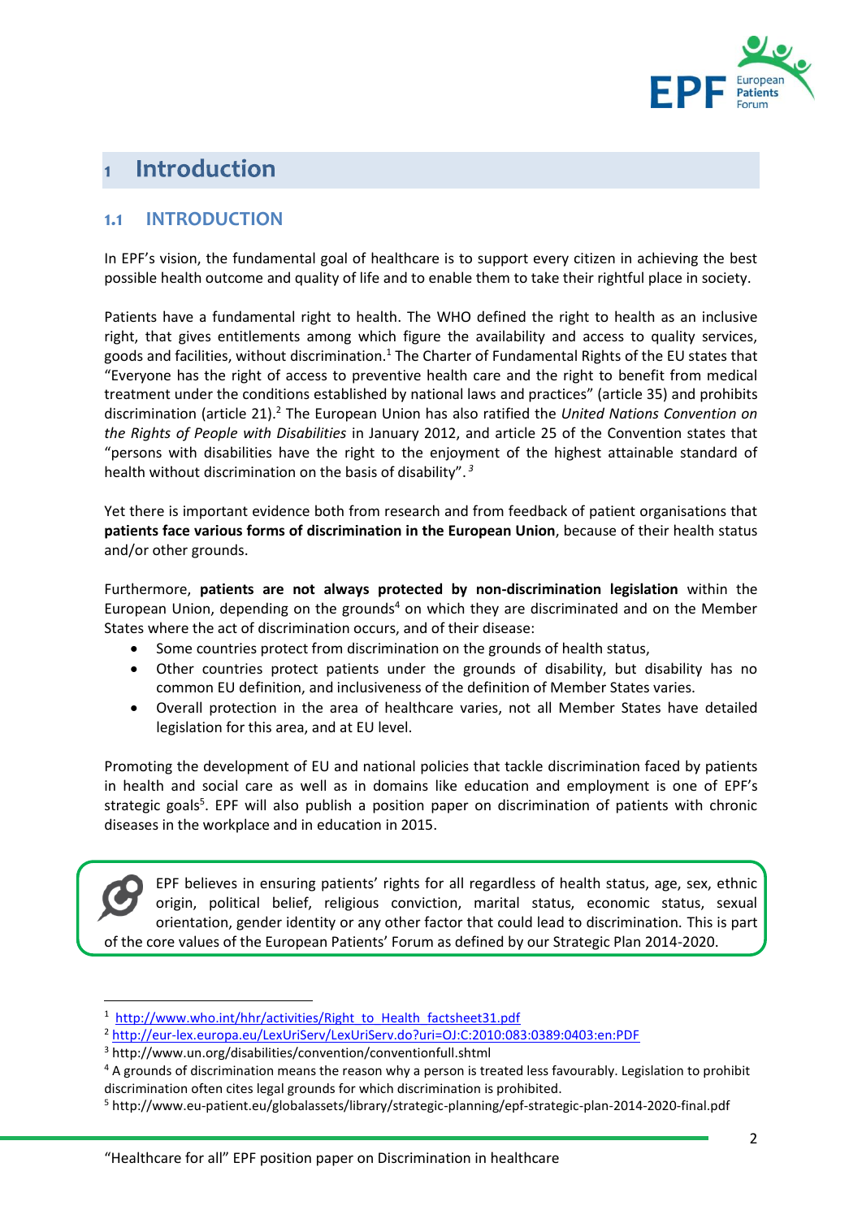# 1 Introduction

## 1.1 INTRODUCTION

In EPF's vision, the fundamental goal of healthcare is to support every citizen in achieving the best possible health outcome and quality of life and to enable them to take their rightful place in society.

Patients have a fundamental right to health. The WHO defined the right to health as an inclusive right, that gives entitlements among which figure the availability and access to quality services, goods and facilities, without discrimination.[1] The Charter of Fundamental Rights of the EU states that "Everyone has the right of access to preventive health care and the right to benefit from medical treatment under the conditions established by national laws and practices" (article 35) and prohibits discrimination (article 21).[2] The European Union has also ratified the *United Nations Convention on the Rights of People with Disabilities* in January 2012, and article 25 of the Convention states that "persons with disabilities have the right to the enjoyment of the highest attainable standard of health without discrimination on the basis of disability".[3]

Yet there is important evidence both from research and from feedback of patient organisations that **patients face various forms of discrimination in the European Union**, because of their health status and/or other grounds.

Furthermore, **patients are not always protected by non-discrimination legislation** within the European Union, depending on the grounds[4] on which they are discriminated and on the Member States where the act of discrimination occurs, and of their disease:

- Some countries protect from discrimination on the grounds of health status,
- Other countries protect patients under the grounds of disability, but disability has no common EU definition, and inclusiveness of the definition of Member States varies.
- Overall protection in the area of healthcare varies, not all Member States have detailed legislation for this area, and at EU level.

Promoting the development of EU and national policies that tackle discrimination faced by patients in health and social care as well as in domains like education and employment is one of EPF's strategic goals[5]. EPF will also publish a position paper on discrimination of patients with chronic diseases in the workplace and in education in 2015.

> EPF believes in ensuring patients' rights for all regardless of health status, age, sex, ethnic origin, political belief, religious conviction, marital status, economic status, sexual orientation, gender identity or any other factor that could lead to discrimination. This is part of the core values of the European Patients' Forum as defined by our Strategic Plan 2014-2020.

---

[1] http://www.who.int/hhr/activities/Right_to_Health_factsheet31.pdf

[2] http://eur-lex.europa.eu/LexUriServ/LexUriServ.do?uri=OJ:C:2010:083:0389:0403:en:PDF

[3] http://www.un.org/disabilities/convention/conventionfull.shtml

[4] A grounds of discrimination means the reason why a person is treated less favourably. Legislation to prohibit discrimination often cites legal grounds for which discrimination is prohibited.

[5] http://www.eu-patient.eu/globalassets/library/strategic-planning/epf-strategic-plan-2014-2020-final.pdf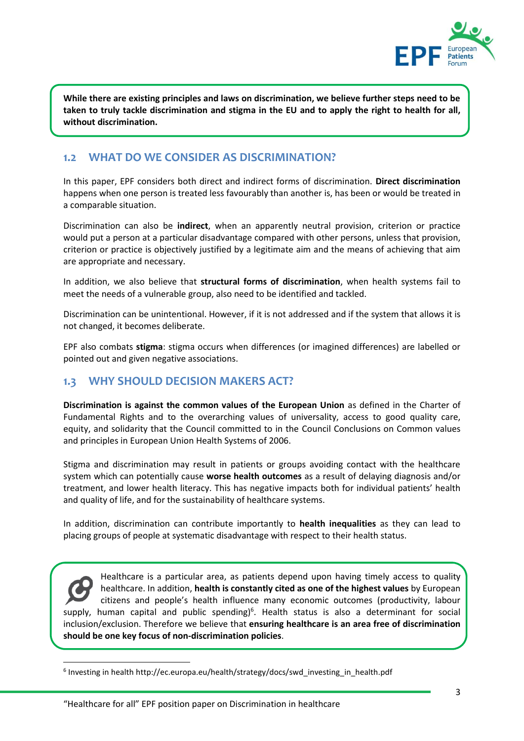**While there are existing principles and laws on discrimination, we believe further steps need to be taken to truly tackle discrimination and stigma in the EU and to apply the right to health for all, without discrimination.**

## 1.2 WHAT DO WE CONSIDER AS DISCRIMINATION?

In this paper, EPF considers both direct and indirect forms of discrimination. **Direct discrimination** happens when one person is treated less favourably than another is, has been or would be treated in a comparable situation.

Discrimination can also be **indirect**, when an apparently neutral provision, criterion or practice would put a person at a particular disadvantage compared with other persons, unless that provision, criterion or practice is objectively justified by a legitimate aim and the means of achieving that aim are appropriate and necessary.

In addition, we also believe that **structural forms of discrimination**, when health systems fail to meet the needs of a vulnerable group, also need to be identified and tackled.

Discrimination can be unintentional. However, if it is not addressed and if the system that allows it is not changed, it becomes deliberate.

EPF also combats **stigma**: stigma occurs when differences (or imagined differences) are labelled or pointed out and given negative associations.

## 1.3 WHY SHOULD DECISION MAKERS ACT?

**Discrimination is against the common values of the European Union** as defined in the Charter of Fundamental Rights and to the overarching values of universality, access to good quality care, equity, and solidarity that the Council committed to in the Council Conclusions on Common values and principles in European Union Health Systems of 2006.

Stigma and discrimination may result in patients or groups avoiding contact with the healthcare system which can potentially cause **worse health outcomes** as a result of delaying diagnosis and/or treatment, and lower health literacy. This has negative impacts both for individual patients' health and quality of life, and for the sustainability of healthcare systems.

In addition, discrimination can contribute importantly to **health inequalities** as they can lead to placing groups of people at systematic disadvantage with respect to their health status.

Healthcare is a particular area, as patients depend upon having timely access to quality healthcare. In addition, **health is constantly cited as one of the highest values** by European citizens and people's health influence many economic outcomes (productivity, labour supply, human capital and public spending)[6]. Health status is also a determinant for social inclusion/exclusion. Therefore we believe that **ensuring healthcare is an area free of discrimination should be one key focus of non-discrimination policies**.

[6] Investing in health http://ec.europa.eu/health/strategy/docs/swd_investing_in_health.pdf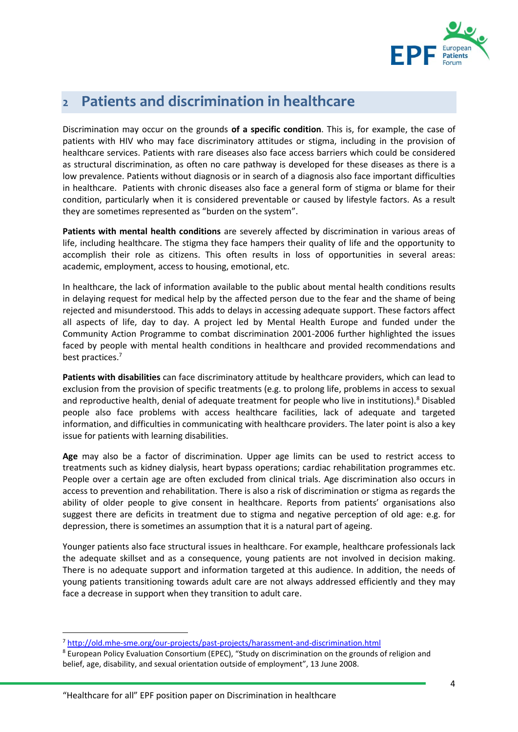# 2 Patients and discrimination in healthcare

Discrimination may occur on the grounds **of a specific condition**. This is, for example, the case of patients with HIV who may face discriminatory attitudes or stigma, including in the provision of healthcare services. Patients with rare diseases also face access barriers which could be considered as structural discrimination, as often no care pathway is developed for these diseases as there is a low prevalence. Patients without diagnosis or in search of a diagnosis also face important difficulties in healthcare. Patients with chronic diseases also face a general form of stigma or blame for their condition, particularly when it is considered preventable or caused by lifestyle factors. As a result they are sometimes represented as "burden on the system".

**Patients with mental health conditions** are severely affected by discrimination in various areas of life, including healthcare. The stigma they face hampers their quality of life and the opportunity to accomplish their role as citizens. This often results in loss of opportunities in several areas: academic, employment, access to housing, emotional, etc.

In healthcare, the lack of information available to the public about mental health conditions results in delaying request for medical help by the affected person due to the fear and the shame of being rejected and misunderstood. This adds to delays in accessing adequate support. These factors affect all aspects of life, day to day. A project led by Mental Health Europe and funded under the Community Action Programme to combat discrimination 2001-2006 further highlighted the issues faced by people with mental health conditions in healthcare and provided recommendations and best practices.[7]

**Patients with disabilities** can face discriminatory attitude by healthcare providers, which can lead to exclusion from the provision of specific treatments (e.g. to prolong life, problems in access to sexual and reproductive health, denial of adequate treatment for people who live in institutions).[8] Disabled people also face problems with access healthcare facilities, lack of adequate and targeted information, and difficulties in communicating with healthcare providers. The later point is also a key issue for patients with learning disabilities.

**Age** may also be a factor of discrimination. Upper age limits can be used to restrict access to treatments such as kidney dialysis, heart bypass operations; cardiac rehabilitation programmes etc. People over a certain age are often excluded from clinical trials. Age discrimination also occurs in access to prevention and rehabilitation. There is also a risk of discrimination or stigma as regards the ability of older people to give consent in healthcare. Reports from patients' organisations also suggest there are deficits in treatment due to stigma and negative perception of old age: e.g. for depression, there is sometimes an assumption that it is a natural part of ageing.

Younger patients also face structural issues in healthcare. For example, healthcare professionals lack the adequate skillset and as a consequence, young patients are not involved in decision making. There is no adequate support and information targeted at this audience. In addition, the needs of young patients transitioning towards adult care are not always addressed efficiently and they may face a decrease in support when they transition to adult care.

---

[7] http://old.mhe-sme.org/our-projects/past-projects/harassment-and-discrimination.html

[8] European Policy Evaluation Consortium (EPEC), "Study on discrimination on the grounds of religion and belief, age, disability, and sexual orientation outside of employment", 13 June 2008.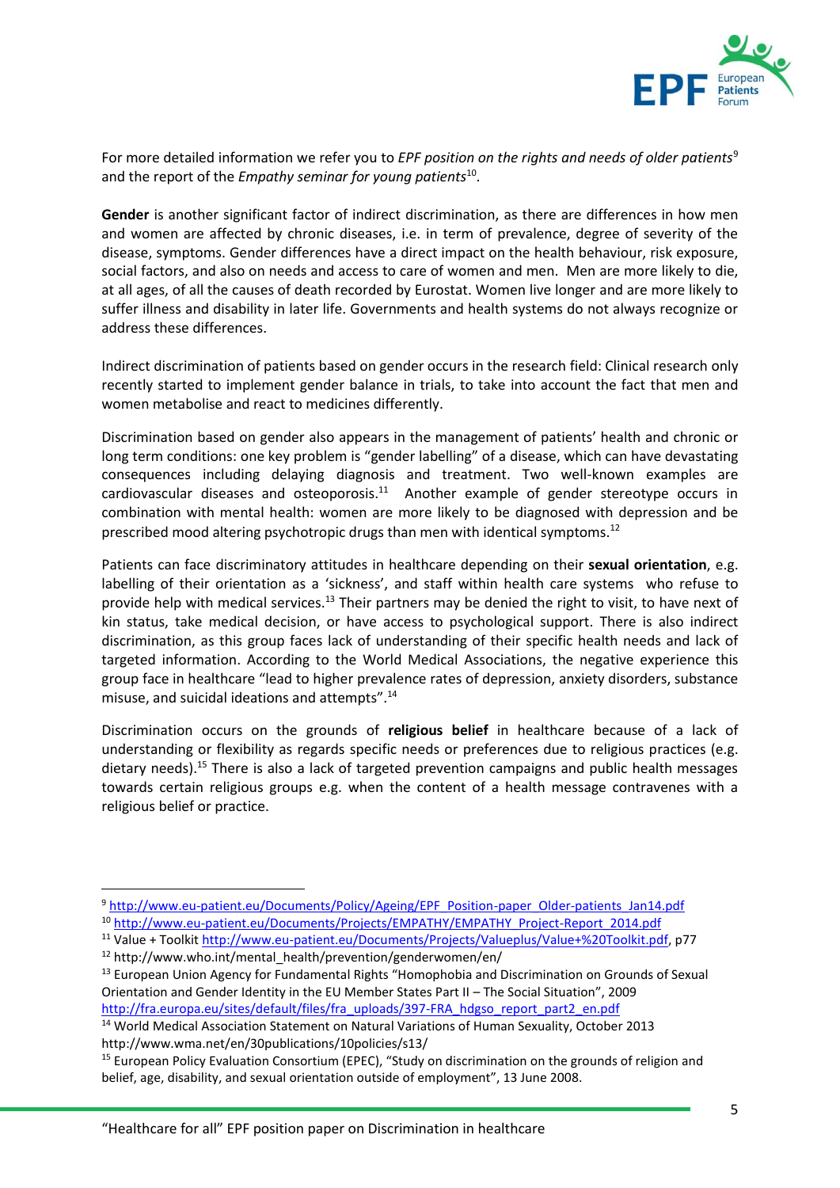For more detailed information we refer you to *EPF position on the rights and needs of older patients*[9] and the report of the *Empathy seminar for young patients*[10].

**Gender** is another significant factor of indirect discrimination, as there are differences in how men and women are affected by chronic diseases, i.e. in term of prevalence, degree of severity of the disease, symptoms. Gender differences have a direct impact on the health behaviour, risk exposure, social factors, and also on needs and access to care of women and men. Men are more likely to die, at all ages, of all the causes of death recorded by Eurostat. Women live longer and are more likely to suffer illness and disability in later life. Governments and health systems do not always recognize or address these differences.

Indirect discrimination of patients based on gender occurs in the research field: Clinical research only recently started to implement gender balance in trials, to take into account the fact that men and women metabolise and react to medicines differently.

Discrimination based on gender also appears in the management of patients' health and chronic or long term conditions: one key problem is "gender labelling" of a disease, which can have devastating consequences including delaying diagnosis and treatment. Two well-known examples are cardiovascular diseases and osteoporosis.[11] Another example of gender stereotype occurs in combination with mental health: women are more likely to be diagnosed with depression and be prescribed mood altering psychotropic drugs than men with identical symptoms.[12]

Patients can face discriminatory attitudes in healthcare depending on their **sexual orientation**, e.g. labelling of their orientation as a 'sickness', and staff within health care systems who refuse to provide help with medical services.[13] Their partners may be denied the right to visit, to have next of kin status, take medical decision, or have access to psychological support. There is also indirect discrimination, as this group faces lack of understanding of their specific health needs and lack of targeted information. According to the World Medical Associations, the negative experience this group face in healthcare "lead to higher prevalence rates of depression, anxiety disorders, substance misuse, and suicidal ideations and attempts".[14]

Discrimination occurs on the grounds of **religious belief** in healthcare because of a lack of understanding or flexibility as regards specific needs or preferences due to religious practices (e.g. dietary needs).[15] There is also a lack of targeted prevention campaigns and public health messages towards certain religious groups e.g. when the content of a health message contravenes with a religious belief or practice.

---

[9] http://www.eu-patient.eu/Documents/Policy/Ageing/EPF_Position-paper_Older-patients_Jan14.pdf

[10] http://www.eu-patient.eu/Documents/Projects/EMPATHY/EMPATHY_Project-Report_2014.pdf

[11] Value + Toolkit http://www.eu-patient.eu/Documents/Projects/Valueplus/Value+%20Toolkit.pdf, p77

[12] http://www.who.int/mental_health/prevention/genderwomen/en/

[13] European Union Agency for Fundamental Rights "Homophobia and Discrimination on Grounds of Sexual Orientation and Gender Identity in the EU Member States Part II – The Social Situation", 2009 http://fra.europa.eu/sites/default/files/fra_uploads/397-FRA_hdgso_report_part2_en.pdf

[14] World Medical Association Statement on Natural Variations of Human Sexuality, October 2013 http://www.wma.net/en/30publications/10policies/s13/

[15] European Policy Evaluation Consortium (EPEC), "Study on discrimination on the grounds of religion and belief, age, disability, and sexual orientation outside of employment", 13 June 2008.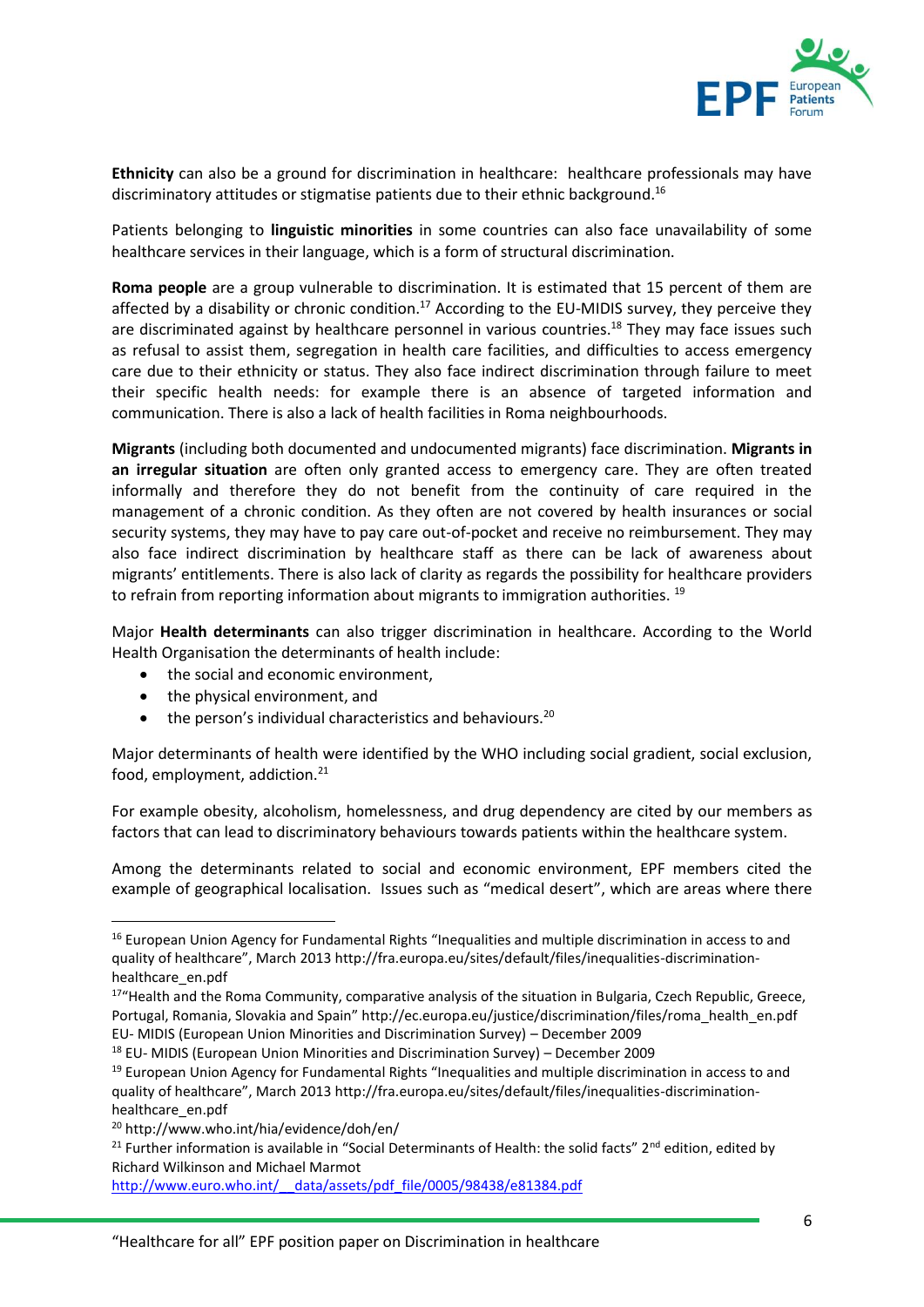**Ethnicity** can also be a ground for discrimination in healthcare: healthcare professionals may have discriminatory attitudes or stigmatise patients due to their ethnic background.[16]

Patients belonging to **linguistic minorities** in some countries can also face unavailability of some healthcare services in their language, which is a form of structural discrimination.

**Roma people** are a group vulnerable to discrimination. It is estimated that 15 percent of them are affected by a disability or chronic condition.[17] According to the EU-MIDIS survey, they perceive they are discriminated against by healthcare personnel in various countries.[18] They may face issues such as refusal to assist them, segregation in health care facilities, and difficulties to access emergency care due to their ethnicity or status. They also face indirect discrimination through failure to meet their specific health needs: for example there is an absence of targeted information and communication. There is also a lack of health facilities in Roma neighbourhoods.

**Migrants** (including both documented and undocumented migrants) face discrimination. **Migrants in an irregular situation** are often only granted access to emergency care. They are often treated informally and therefore they do not benefit from the continuity of care required in the management of a chronic condition. As they often are not covered by health insurances or social security systems, they may have to pay care out-of-pocket and receive no reimbursement. They may also face indirect discrimination by healthcare staff as there can be lack of awareness about migrants' entitlements. There is also lack of clarity as regards the possibility for healthcare providers to refrain from reporting information about migrants to immigration authorities.[19]

Major **Health determinants** can also trigger discrimination in healthcare. According to the World Health Organisation the determinants of health include:

- the social and economic environment,
- the physical environment, and
- the person's individual characteristics and behaviours.[20]

Major determinants of health were identified by the WHO including social gradient, social exclusion, food, employment, addiction.[21]

For example obesity, alcoholism, homelessness, and drug dependency are cited by our members as factors that can lead to discriminatory behaviours towards patients within the healthcare system.

Among the determinants related to social and economic environment, EPF members cited the example of geographical localisation. Issues such as "medical desert", which are areas where there

---

[16] European Union Agency for Fundamental Rights "Inequalities and multiple discrimination in access to and quality of healthcare", March 2013 http://fra.europa.eu/sites/default/files/inequalities-discrimination-healthcare_en.pdf

[17] "Health and the Roma Community, comparative analysis of the situation in Bulgaria, Czech Republic, Greece, Portugal, Romania, Slovakia and Spain" http://ec.europa.eu/justice/discrimination/files/roma_health_en.pdf EU- MIDIS (European Union Minorities and Discrimination Survey) – December 2009

[18] EU- MIDIS (European Union Minorities and Discrimination Survey) – December 2009

[19] European Union Agency for Fundamental Rights "Inequalities and multiple discrimination in access to and quality of healthcare", March 2013 http://fra.europa.eu/sites/default/files/inequalities-discrimination-healthcare_en.pdf

[20] http://www.who.int/hia/evidence/doh/en/

[21] Further information is available in "Social Determinants of Health: the solid facts" 2nd edition, edited by Richard Wilkinson and Michael Marmot http://www.euro.who.int/__data/assets/pdf_file/0005/98438/e81384.pdf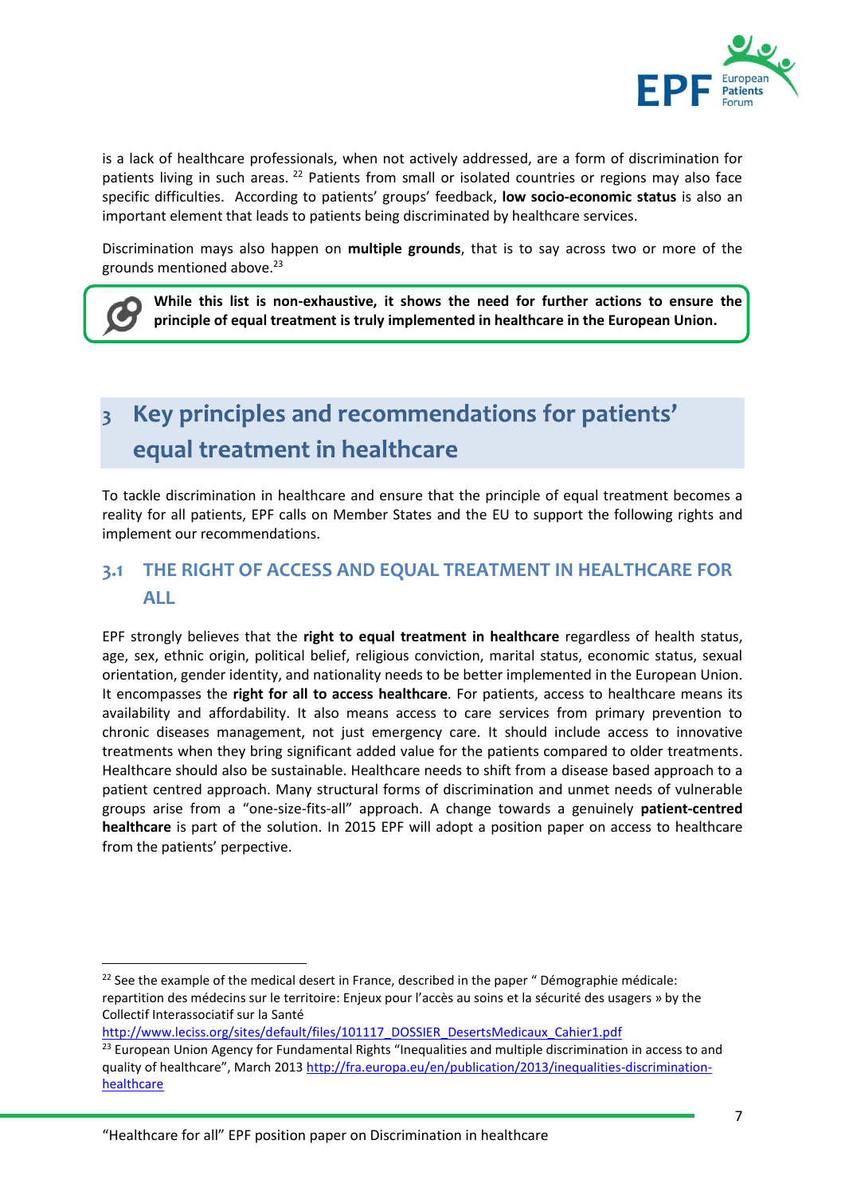is a lack of healthcare professionals, when not actively addressed, are a form of discrimination for patients living in such areas. [22] Patients from small or isolated countries or regions may also face specific difficulties. According to patients' groups' feedback, **low socio-economic status** is also an important element that leads to patients being discriminated by healthcare services.

Discrimination mays also happen on **multiple grounds**, that is to say across two or more of the grounds mentioned above.[23]

> **While this list is non-exhaustive, it shows the need for further actions to ensure the principle of equal treatment is truly implemented in healthcare in the European Union.**

# 3 Key principles and recommendations for patients' equal treatment in healthcare

To tackle discrimination in healthcare and ensure that the principle of equal treatment becomes a reality for all patients, EPF calls on Member States and the EU to support the following rights and implement our recommendations.

## 3.1 THE RIGHT OF ACCESS AND EQUAL TREATMENT IN HEALTHCARE FOR ALL

EPF strongly believes that the **right to equal treatment in healthcare** regardless of health status, age, sex, ethnic origin, political belief, religious conviction, marital status, economic status, sexual orientation, gender identity, and nationality needs to be better implemented in the European Union. It encompasses the **right for all to access healthcare**. For patients, access to healthcare means its availability and affordability. It also means access to care services from primary prevention to chronic diseases management, not just emergency care. It should include access to innovative treatments when they bring significant added value for the patients compared to older treatments. Healthcare should also be sustainable. Healthcare needs to shift from a disease based approach to a patient centred approach. Many structural forms of discrimination and unmet needs of vulnerable groups arise from a "one-size-fits-all" approach. A change towards a genuinely **patient-centred healthcare** is part of the solution. In 2015 EPF will adopt a position paper on access to healthcare from the patients' perpective.

---

[22] See the example of the medical desert in France, described in the paper " Démographie médicale: repartition des médecins sur le territoire: Enjeux pour l'accès au soins et la sécurité des usagers » by the Collectif Interassociatif sur la Santé http://www.leciss.org/sites/default/files/101117_DOSSIER_DesertsMedicaux_Cahier1.pdf

[23] European Union Agency for Fundamental Rights "Inequalities and multiple discrimination in access to and quality of healthcare", March 2013 http://fra.europa.eu/en/publication/2013/inequalities-discrimination-healthcare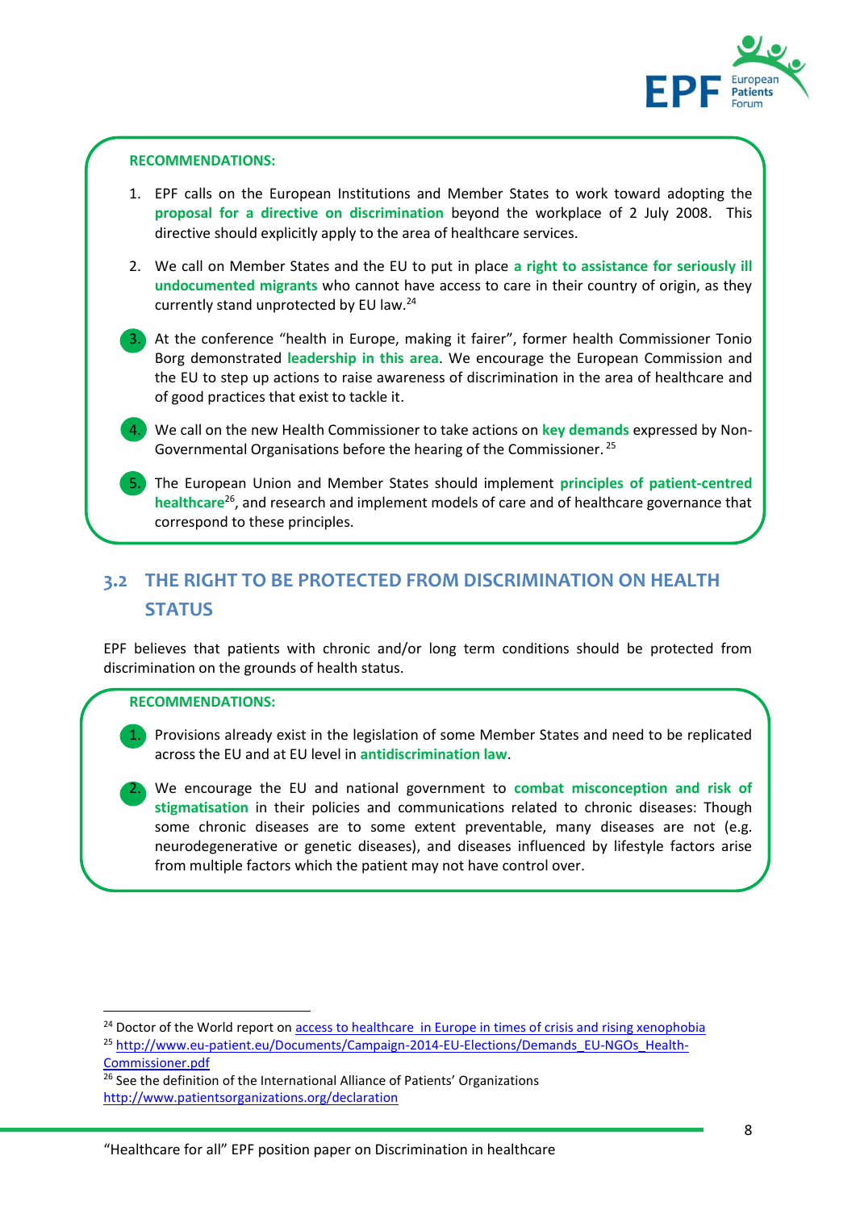**RECOMMENDATIONS:**

1. EPF calls on the European Institutions and Member States to work toward adopting the **proposal for a directive on discrimination** beyond the workplace of 2 July 2008. This directive should explicitly apply to the area of healthcare services.
2. We call on Member States and the EU to put in place **a right to assistance for seriously ill undocumented migrants** who cannot have access to care in their country of origin, as they currently stand unprotected by EU law.[24]
3. At the conference "health in Europe, making it fairer", former health Commissioner Tonio Borg demonstrated **leadership in this area**. We encourage the European Commission and the EU to step up actions to raise awareness of discrimination in the area of healthcare and of good practices that exist to tackle it.
4. We call on the new Health Commissioner to take actions on **key demands** expressed by Non-Governmental Organisations before the hearing of the Commissioner.[25]
5. The European Union and Member States should implement **principles of patient-centred healthcare**[26], and research and implement models of care and of healthcare governance that correspond to these principles.

## 3.2 THE RIGHT TO BE PROTECTED FROM DISCRIMINATION ON HEALTH STATUS

EPF believes that patients with chronic and/or long term conditions should be protected from discrimination on the grounds of health status.

**RECOMMENDATIONS:**

1. Provisions already exist in the legislation of some Member States and need to be replicated across the EU and at EU level in **antidiscrimination law**.
2. We encourage the EU and national government to **combat misconception and risk of stigmatisation** in their policies and communications related to chronic diseases: Though some chronic diseases are to some extent preventable, many diseases are not (e.g. neurodegenerative or genetic diseases), and diseases influenced by lifestyle factors arise from multiple factors which the patient may not have control over.

---

[24] Doctor of the World report on access to healthcare in Europe in times of crisis and rising xenophobia

[25] http://www.eu-patient.eu/Documents/Campaign-2014-EU-Elections/Demands_EU-NGOs_Health-Commissioner.pdf

[26] See the definition of the International Alliance of Patients' Organizations http://www.patientsorganizations.org/declaration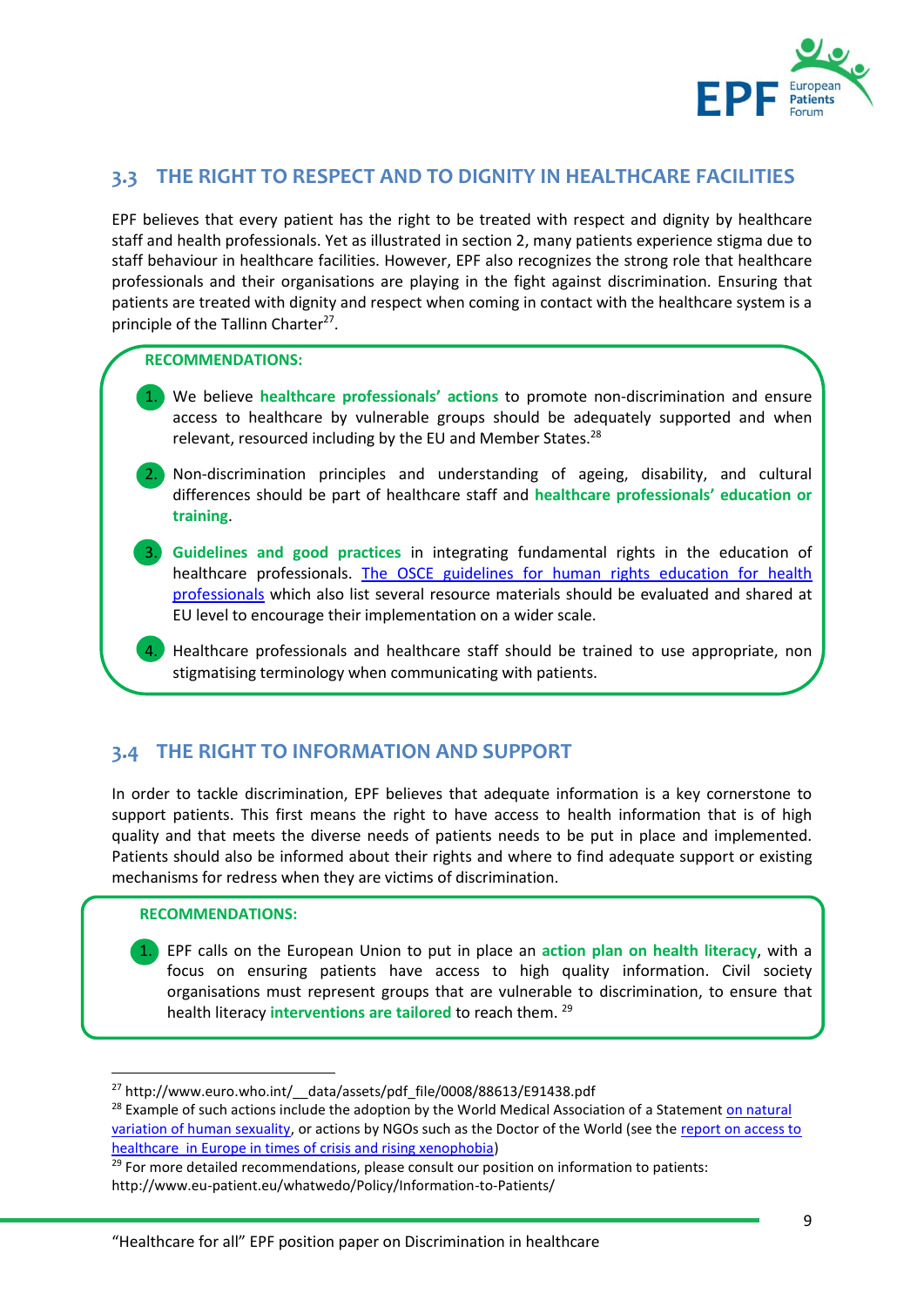## 3.3 THE RIGHT TO RESPECT AND TO DIGNITY IN HEALTHCARE FACILITIES

EPF believes that every patient has the right to be treated with respect and dignity by healthcare staff and health professionals. Yet as illustrated in section 2, many patients experience stigma due to staff behaviour in healthcare facilities. However, EPF also recognizes the strong role that healthcare professionals and their organisations are playing in the fight against discrimination. Ensuring that patients are treated with dignity and respect when coming in contact with the healthcare system is a principle of the Tallinn Charter[27].

**RECOMMENDATIONS:**

1. We believe **healthcare professionals' actions** to promote non-discrimination and ensure access to healthcare by vulnerable groups should be adequately supported and when relevant, resourced including by the EU and Member States.[28]
2. Non-discrimination principles and understanding of ageing, disability, and cultural differences should be part of healthcare staff and **healthcare professionals' education or training**.
3. **Guidelines and good practices** in integrating fundamental rights in the education of healthcare professionals. The OSCE guidelines for human rights education for health professionals which also list several resource materials should be evaluated and shared at EU level to encourage their implementation on a wider scale.
4. Healthcare professionals and healthcare staff should be trained to use appropriate, non stigmatising terminology when communicating with patients.

## 3.4 THE RIGHT TO INFORMATION AND SUPPORT

In order to tackle discrimination, EPF believes that adequate information is a key cornerstone to support patients. This first means the right to have access to health information that is of high quality and that meets the diverse needs of patients needs to be put in place and implemented. Patients should also be informed about their rights and where to find adequate support or existing mechanisms for redress when they are victims of discrimination.

**RECOMMENDATIONS:**

1. EPF calls on the European Union to put in place an **action plan on health literacy**, with a focus on ensuring patients have access to high quality information. Civil society organisations must represent groups that are vulnerable to discrimination, to ensure that health literacy **interventions are tailored** to reach them. [29]

---

[27] http://www.euro.who.int/__data/assets/pdf_file/0008/88613/E91438.pdf

[28] Example of such actions include the adoption by the World Medical Association of a Statement on natural variation of human sexuality, or actions by NGOs such as the Doctor of the World (see the report on access to healthcare in Europe in times of crisis and rising xenophobia)

[29] For more detailed recommendations, please consult our position on information to patients: http://www.eu-patient.eu/whatwedo/Policy/Information-to-Patients/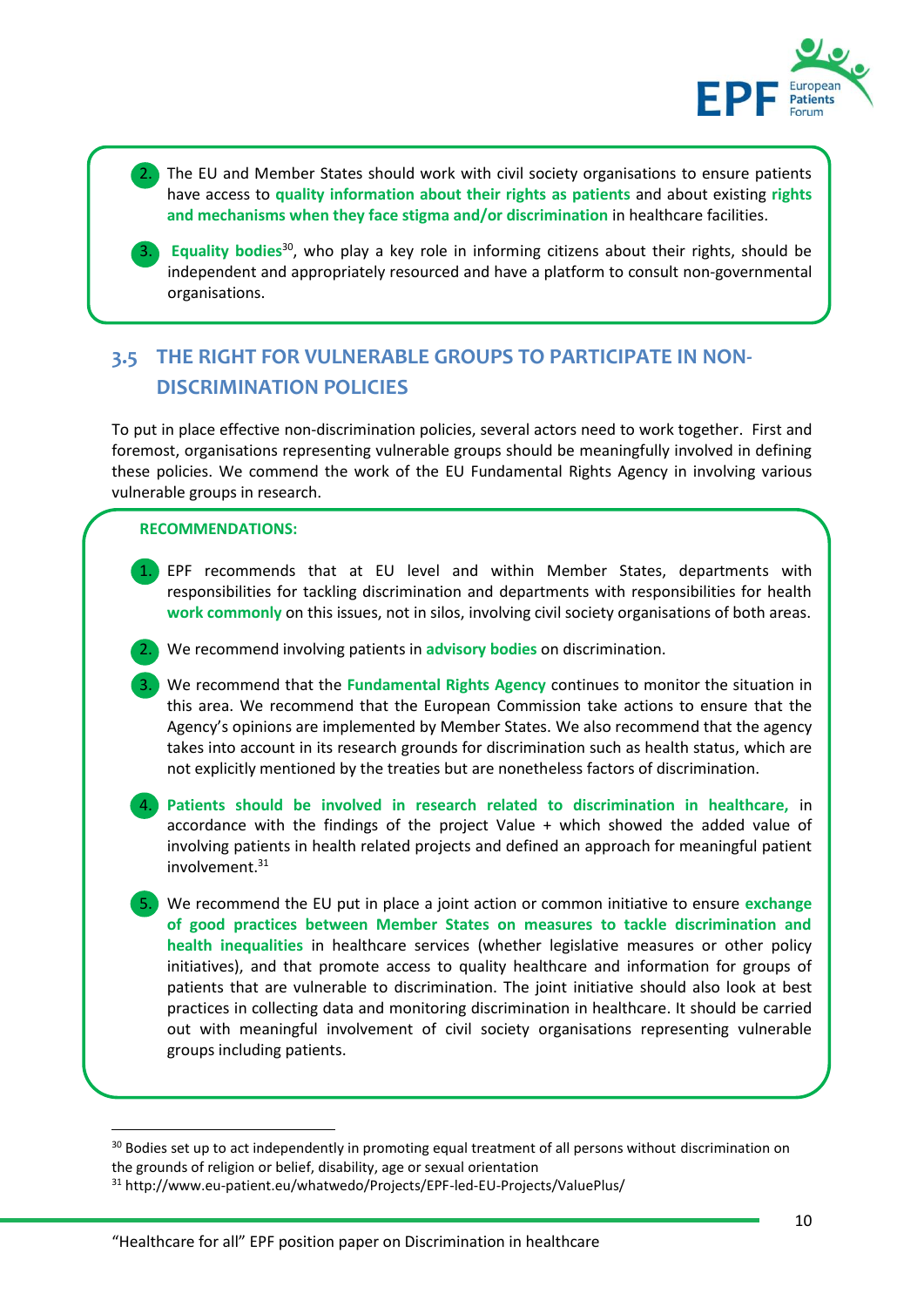2. The EU and Member States should work with civil society organisations to ensure patients have access to **quality information about their rights as patients** and about existing **rights and mechanisms when they face stigma and/or discrimination** in healthcare facilities.

3. **Equality bodies**[30], who play a key role in informing citizens about their rights, should be independent and appropriately resourced and have a platform to consult non-governmental organisations.

## 3.5 THE RIGHT FOR VULNERABLE GROUPS TO PARTICIPATE IN NON-DISCRIMINATION POLICIES

To put in place effective non-discrimination policies, several actors need to work together. First and foremost, organisations representing vulnerable groups should be meaningfully involved in defining these policies. We commend the work of the EU Fundamental Rights Agency in involving various vulnerable groups in research.

**RECOMMENDATIONS:**

1. EPF recommends that at EU level and within Member States, departments with responsibilities for tackling discrimination and departments with responsibilities for health **work commonly** on this issues, not in silos, involving civil society organisations of both areas.

2. We recommend involving patients in **advisory bodies** on discrimination.

3. We recommend that the **Fundamental Rights Agency** continues to monitor the situation in this area. We recommend that the European Commission take actions to ensure that the Agency's opinions are implemented by Member States. We also recommend that the agency takes into account in its research grounds for discrimination such as health status, which are not explicitly mentioned by the treaties but are nonetheless factors of discrimination.

4. **Patients should be involved in research related to discrimination in healthcare,** in accordance with the findings of the project Value + which showed the added value of involving patients in health related projects and defined an approach for meaningful patient involvement.[31]

5. We recommend the EU put in place a joint action or common initiative to ensure **exchange of good practices between Member States on measures to tackle discrimination and health inequalities** in healthcare services (whether legislative measures or other policy initiatives), and that promote access to quality healthcare and information for groups of patients that are vulnerable to discrimination. The joint initiative should also look at best practices in collecting data and monitoring discrimination in healthcare. It should be carried out with meaningful involvement of civil society organisations representing vulnerable groups including patients.

---

[30] Bodies set up to act independently in promoting equal treatment of all persons without discrimination on the grounds of religion or belief, disability, age or sexual orientation

[31] http://www.eu-patient.eu/whatwedo/Projects/EPF-led-EU-Projects/ValuePlus/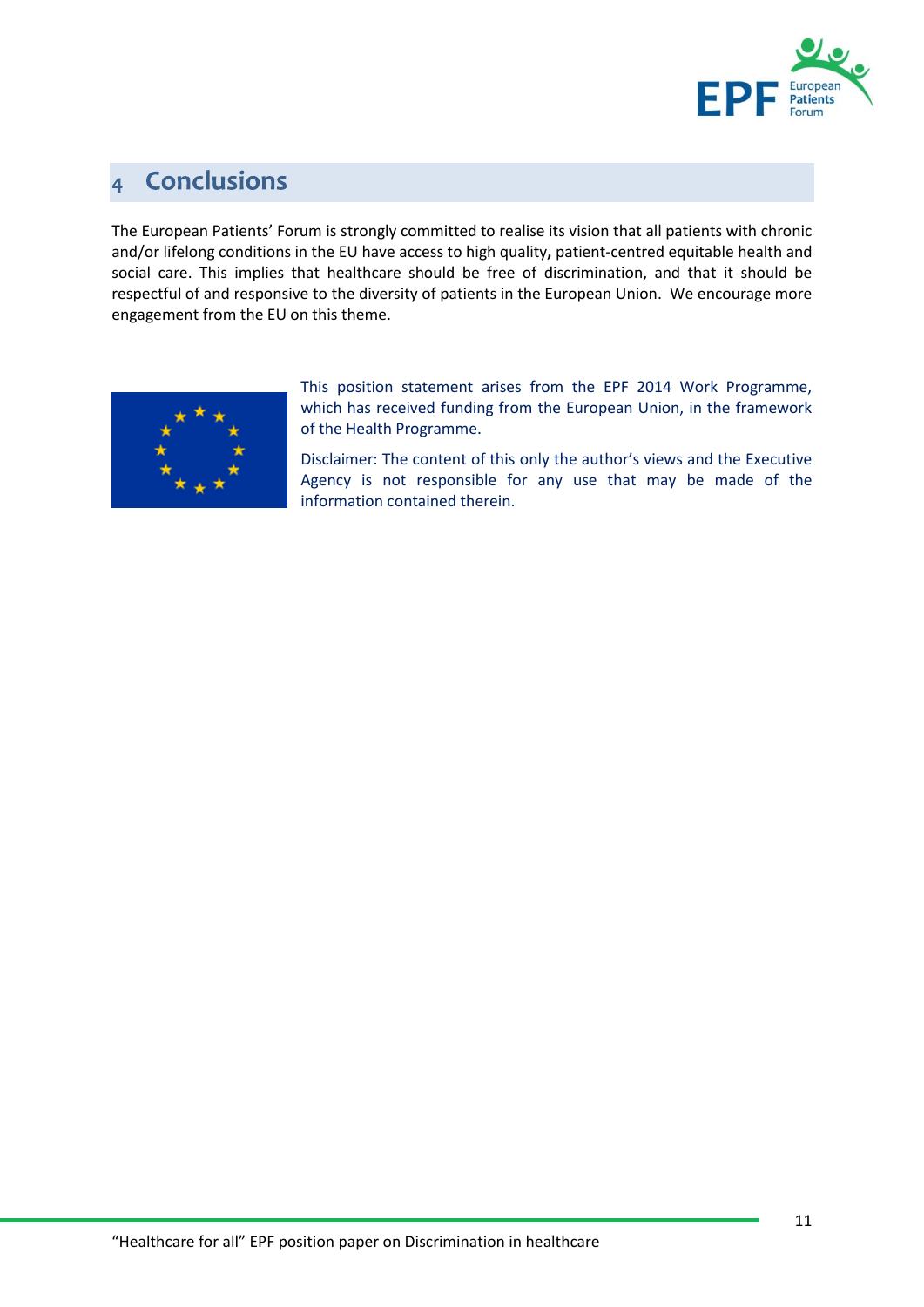## 4 Conclusions

The European Patients' Forum is strongly committed to realise its vision that all patients with chronic and/or lifelong conditions in the EU have access to high quality**,** patient-centred equitable health and social care. This implies that healthcare should be free of discrimination, and that it should be respectful of and responsive to the diversity of patients in the European Union. We encourage more engagement from the EU on this theme.

This position statement arises from the EPF 2014 Work Programme, which has received funding from the European Union, in the framework of the Health Programme.

Disclaimer: The content of this only the author's views and the Executive Agency is not responsible for any use that may be made of the information contained therein.